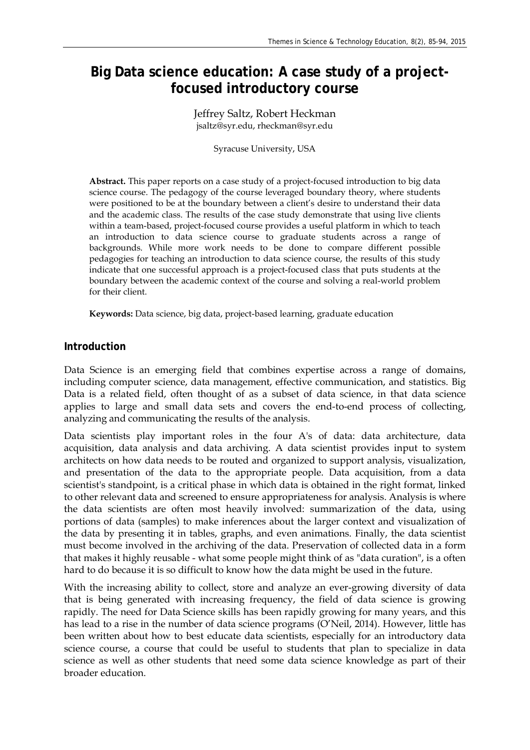# Big Data science education: A case study of a project-focused introductory course

Jeffrey Saltz, Robert Heckman
jsaltz@syr.edu, rheckman@syr.edu

Syracuse University, USA

**Abstract.** This paper reports on a case study of a project-focused introduction to big data science course. The pedagogy of the course leveraged boundary theory, where students were positioned to be at the boundary between a client's desire to understand their data and the academic class. The results of the case study demonstrate that using live clients within a team-based, project-focused course provides a useful platform in which to teach an introduction to data science course to graduate students across a range of backgrounds. While more work needs to be done to compare different possible pedagogies for teaching an introduction to data science course, the results of this study indicate that one successful approach is a project-focused class that puts students at the boundary between the academic context of the course and solving a real-world problem for their client.

**Keywords:** Data science, big data, project-based learning, graduate education

## Introduction

Data Science is an emerging field that combines expertise across a range of domains, including computer science, data management, effective communication, and statistics. Big Data is a related field, often thought of as a subset of data science, in that data science applies to large and small data sets and covers the end-to-end process of collecting, analyzing and communicating the results of the analysis.

Data scientists play important roles in the four A's of data: data architecture, data acquisition, data analysis and data archiving. A data scientist provides input to system architects on how data needs to be routed and organized to support analysis, visualization, and presentation of the data to the appropriate people. Data acquisition, from a data scientist's standpoint, is a critical phase in which data is obtained in the right format, linked to other relevant data and screened to ensure appropriateness for analysis. Analysis is where the data scientists are often most heavily involved: summarization of the data, using portions of data (samples) to make inferences about the larger context and visualization of the data by presenting it in tables, graphs, and even animations. Finally, the data scientist must become involved in the archiving of the data. Preservation of collected data in a form that makes it highly reusable - what some people might think of as "data curation", is a often hard to do because it is so difficult to know how the data might be used in the future.

With the increasing ability to collect, store and analyze an ever-growing diversity of data that is being generated with increasing frequency, the field of data science is growing rapidly. The need for Data Science skills has been rapidly growing for many years, and this has lead to a rise in the number of data science programs (O'Neil, 2014). However, little has been written about how to best educate data scientists, especially for an introductory data science course, a course that could be useful to students that plan to specialize in data science as well as other students that need some data science knowledge as part of their broader education.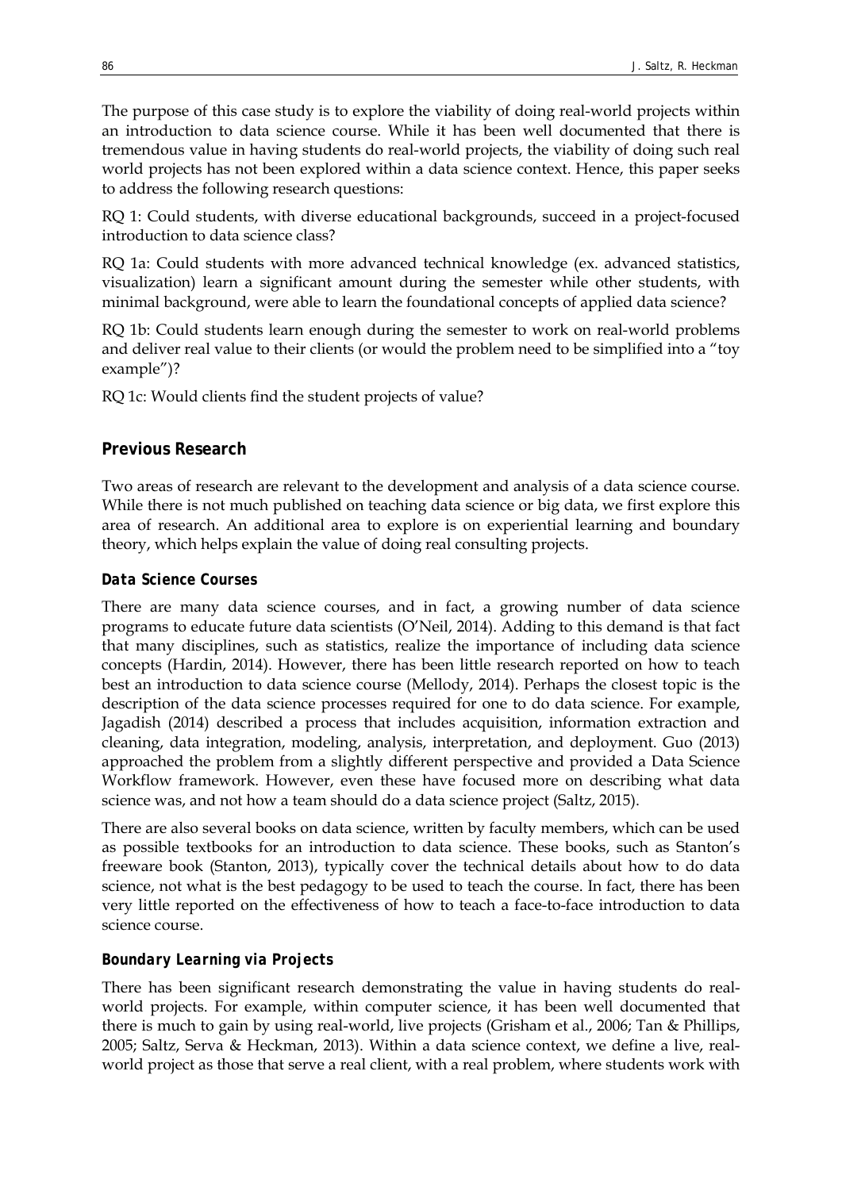The purpose of this case study is to explore the viability of doing real-world projects within an introduction to data science course. While it has been well documented that there is tremendous value in having students do real-world projects, the viability of doing such real world projects has not been explored within a data science context. Hence, this paper seeks to address the following research questions:

RQ 1: Could students, with diverse educational backgrounds, succeed in a project-focused introduction to data science class?

RQ 1a: Could students with more advanced technical knowledge (ex. advanced statistics, visualization) learn a significant amount during the semester while other students, with minimal background, were able to learn the foundational concepts of applied data science?

RQ 1b: Could students learn enough during the semester to work on real-world problems and deliver real value to their clients (or would the problem need to be simplified into a "toy example")?

RQ 1c: Would clients find the student projects of value?

## Previous Research

Two areas of research are relevant to the development and analysis of a data science course. While there is not much published on teaching data science or big data, we first explore this area of research. An additional area to explore is on experiential learning and boundary theory, which helps explain the value of doing real consulting projects.

### Data Science Courses

There are many data science courses, and in fact, a growing number of data science programs to educate future data scientists (O'Neil, 2014). Adding to this demand is that fact that many disciplines, such as statistics, realize the importance of including data science concepts (Hardin, 2014). However, there has been little research reported on how to teach best an introduction to data science course (Mellody, 2014). Perhaps the closest topic is the description of the data science processes required for one to do data science. For example, Jagadish (2014) described a process that includes acquisition, information extraction and cleaning, data integration, modeling, analysis, interpretation, and deployment. Guo (2013) approached the problem from a slightly different perspective and provided a Data Science Workflow framework. However, even these have focused more on describing what data science was, and not how a team should do a data science project (Saltz, 2015).

There are also several books on data science, written by faculty members, which can be used as possible textbooks for an introduction to data science. These books, such as Stanton's freeware book (Stanton, 2013), typically cover the technical details about how to do data science, not what is the best pedagogy to be used to teach the course. In fact, there has been very little reported on the effectiveness of how to teach a face-to-face introduction to data science course.

### Boundary Learning via Projects

There has been significant research demonstrating the value in having students do real-world projects. For example, within computer science, it has been well documented that there is much to gain by using real-world, live projects (Grisham et al., 2006; Tan & Phillips, 2005; Saltz, Serva & Heckman, 2013). Within a data science context, we define a live, real-world project as those that serve a real client, with a real problem, where students work with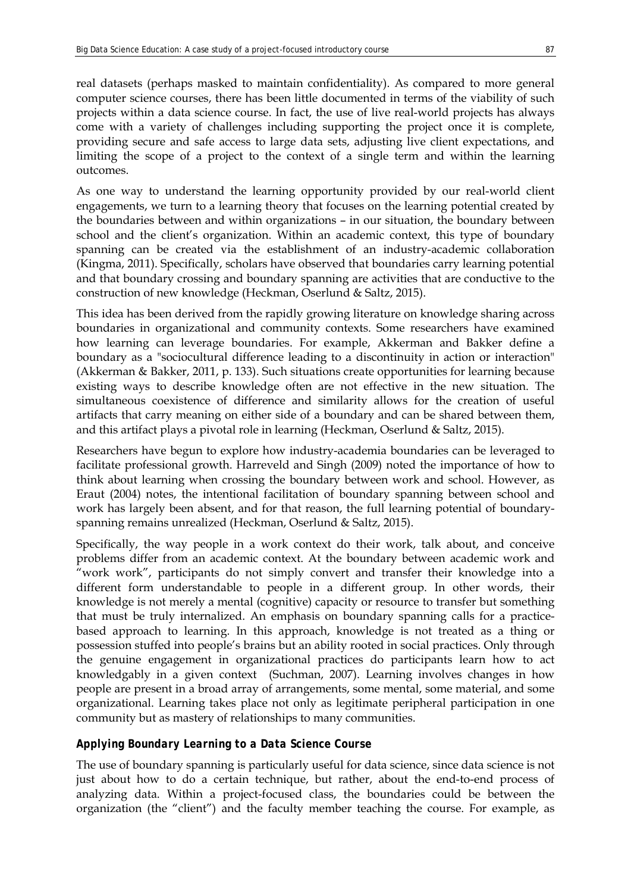real datasets (perhaps masked to maintain confidentiality). As compared to more general computer science courses, there has been little documented in terms of the viability of such projects within a data science course. In fact, the use of live real-world projects has always come with a variety of challenges including supporting the project once it is complete, providing secure and safe access to large data sets, adjusting live client expectations, and limiting the scope of a project to the context of a single term and within the learning outcomes.

As one way to understand the learning opportunity provided by our real-world client engagements, we turn to a learning theory that focuses on the learning potential created by the boundaries between and within organizations – in our situation, the boundary between school and the client's organization. Within an academic context, this type of boundary spanning can be created via the establishment of an industry-academic collaboration (Kingma, 2011). Specifically, scholars have observed that boundaries carry learning potential and that boundary crossing and boundary spanning are activities that are conductive to the construction of new knowledge (Heckman, Oserlund & Saltz, 2015).

This idea has been derived from the rapidly growing literature on knowledge sharing across boundaries in organizational and community contexts. Some researchers have examined how learning can leverage boundaries. For example, Akkerman and Bakker define a boundary as a "sociocultural difference leading to a discontinuity in action or interaction" (Akkerman & Bakker, 2011, p. 133). Such situations create opportunities for learning because existing ways to describe knowledge often are not effective in the new situation. The simultaneous coexistence of difference and similarity allows for the creation of useful artifacts that carry meaning on either side of a boundary and can be shared between them, and this artifact plays a pivotal role in learning (Heckman, Oserlund & Saltz, 2015).

Researchers have begun to explore how industry-academia boundaries can be leveraged to facilitate professional growth. Harreveld and Singh (2009) noted the importance of how to think about learning when crossing the boundary between work and school. However, as Eraut (2004) notes, the intentional facilitation of boundary spanning between school and work has largely been absent, and for that reason, the full learning potential of boundary-spanning remains unrealized (Heckman, Oserlund & Saltz, 2015).

Specifically, the way people in a work context do their work, talk about, and conceive problems differ from an academic context. At the boundary between academic work and "work work", participants do not simply convert and transfer their knowledge into a different form understandable to people in a different group. In other words, their knowledge is not merely a mental (cognitive) capacity or resource to transfer but something that must be truly internalized. An emphasis on boundary spanning calls for a practice-based approach to learning. In this approach, knowledge is not treated as a thing or possession stuffed into people's brains but an ability rooted in social practices. Only through the genuine engagement in organizational practices do participants learn how to act knowledgably in a given context (Suchman, 2007). Learning involves changes in how people are present in a broad array of arrangements, some mental, some material, and some organizational. Learning takes place not only as legitimate peripheral participation in one community but as mastery of relationships to many communities.

### Applying Boundary Learning to a Data Science Course

The use of boundary spanning is particularly useful for data science, since data science is not just about how to do a certain technique, but rather, about the end-to-end process of analyzing data. Within a project-focused class, the boundaries could be between the organization (the "client") and the faculty member teaching the course. For example, as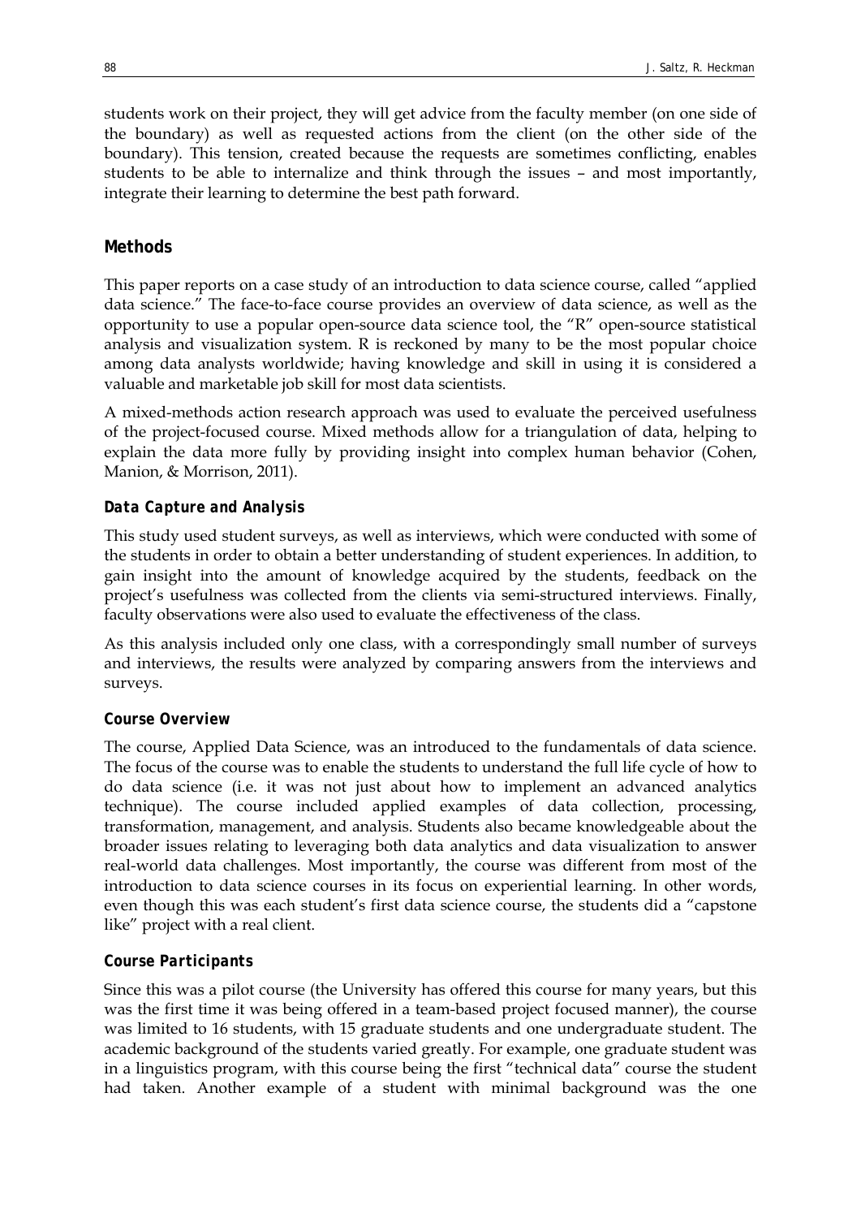students work on their project, they will get advice from the faculty member (on one side of the boundary) as well as requested actions from the client (on the other side of the boundary). This tension, created because the requests are sometimes conflicting, enables students to be able to internalize and think through the issues – and most importantly, integrate their learning to determine the best path forward.

## Methods

This paper reports on a case study of an introduction to data science course, called "applied data science." The face-to-face course provides an overview of data science, as well as the opportunity to use a popular open-source data science tool, the "R" open-source statistical analysis and visualization system. R is reckoned by many to be the most popular choice among data analysts worldwide; having knowledge and skill in using it is considered a valuable and marketable job skill for most data scientists.

A mixed-methods action research approach was used to evaluate the perceived usefulness of the project-focused course. Mixed methods allow for a triangulation of data, helping to explain the data more fully by providing insight into complex human behavior (Cohen, Manion, & Morrison, 2011).

### Data Capture and Analysis

This study used student surveys, as well as interviews, which were conducted with some of the students in order to obtain a better understanding of student experiences. In addition, to gain insight into the amount of knowledge acquired by the students, feedback on the project's usefulness was collected from the clients via semi-structured interviews. Finally, faculty observations were also used to evaluate the effectiveness of the class.

As this analysis included only one class, with a correspondingly small number of surveys and interviews, the results were analyzed by comparing answers from the interviews and surveys.

### Course Overview

The course, Applied Data Science, was an introduced to the fundamentals of data science. The focus of the course was to enable the students to understand the full life cycle of how to do data science (i.e. it was not just about how to implement an advanced analytics technique). The course included applied examples of data collection, processing, transformation, management, and analysis. Students also became knowledgeable about the broader issues relating to leveraging both data analytics and data visualization to answer real-world data challenges. Most importantly, the course was different from most of the introduction to data science courses in its focus on experiential learning. In other words, even though this was each student's first data science course, the students did a "capstone like" project with a real client.

### Course Participants

Since this was a pilot course (the University has offered this course for many years, but this was the first time it was being offered in a team-based project focused manner), the course was limited to 16 students, with 15 graduate students and one undergraduate student. The academic background of the students varied greatly. For example, one graduate student was in a linguistics program, with this course being the first "technical data" course the student had taken. Another example of a student with minimal background was the one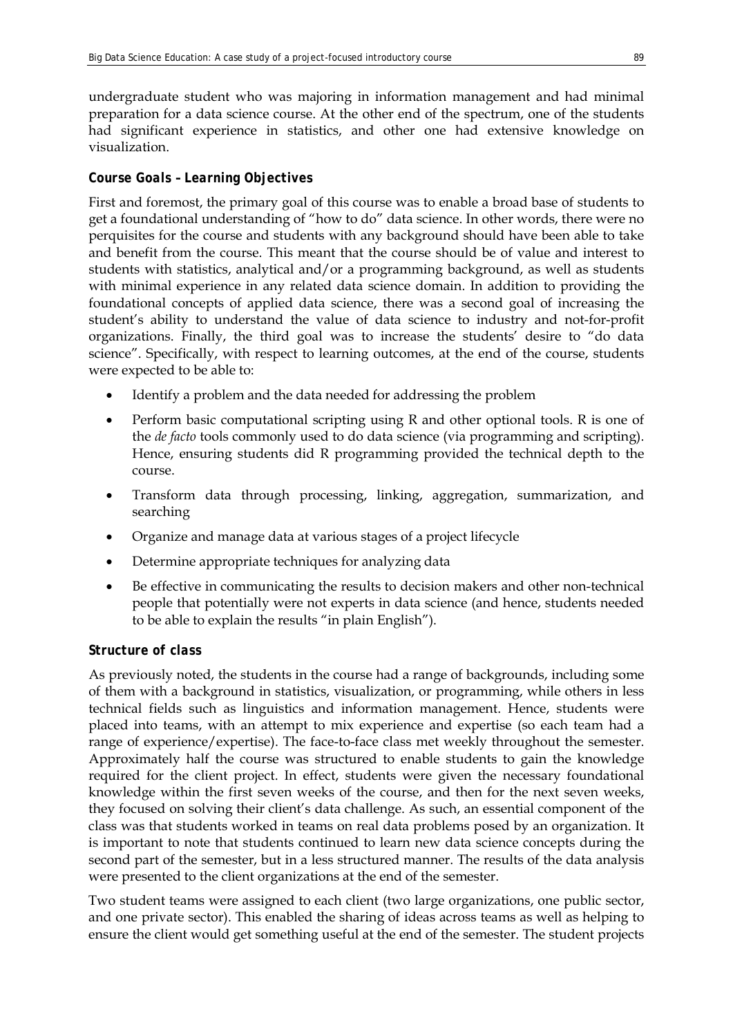undergraduate student who was majoring in information management and had minimal preparation for a data science course. At the other end of the spectrum, one of the students had significant experience in statistics, and other one had extensive knowledge on visualization.

### Course Goals – Learning Objectives

First and foremost, the primary goal of this course was to enable a broad base of students to get a foundational understanding of "how to do" data science. In other words, there were no perquisites for the course and students with any background should have been able to take and benefit from the course. This meant that the course should be of value and interest to students with statistics, analytical and/or a programming background, as well as students with minimal experience in any related data science domain. In addition to providing the foundational concepts of applied data science, there was a second goal of increasing the student's ability to understand the value of data science to industry and not-for-profit organizations. Finally, the third goal was to increase the students' desire to "do data science". Specifically, with respect to learning outcomes, at the end of the course, students were expected to be able to:

- Identify a problem and the data needed for addressing the problem
- Perform basic computational scripting using R and other optional tools. R is one of the *de facto* tools commonly used to do data science (via programming and scripting). Hence, ensuring students did R programming provided the technical depth to the course.
- Transform data through processing, linking, aggregation, summarization, and searching
- Organize and manage data at various stages of a project lifecycle
- Determine appropriate techniques for analyzing data
- Be effective in communicating the results to decision makers and other non-technical people that potentially were not experts in data science (and hence, students needed to be able to explain the results "in plain English").

### Structure of class

As previously noted, the students in the course had a range of backgrounds, including some of them with a background in statistics, visualization, or programming, while others in less technical fields such as linguistics and information management. Hence, students were placed into teams, with an attempt to mix experience and expertise (so each team had a range of experience/expertise). The face-to-face class met weekly throughout the semester. Approximately half the course was structured to enable students to gain the knowledge required for the client project. In effect, students were given the necessary foundational knowledge within the first seven weeks of the course, and then for the next seven weeks, they focused on solving their client's data challenge. As such, an essential component of the class was that students worked in teams on real data problems posed by an organization. It is important to note that students continued to learn new data science concepts during the second part of the semester, but in a less structured manner. The results of the data analysis were presented to the client organizations at the end of the semester.

Two student teams were assigned to each client (two large organizations, one public sector, and one private sector). This enabled the sharing of ideas across teams as well as helping to ensure the client would get something useful at the end of the semester. The student projects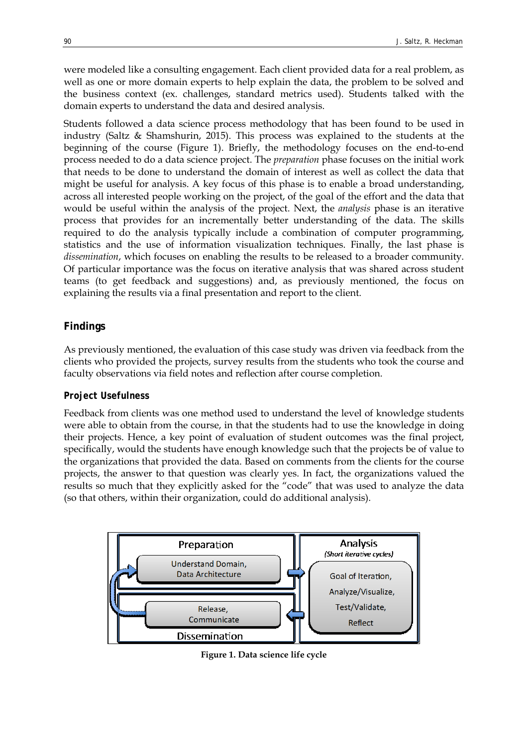were modeled like a consulting engagement. Each client provided data for a real problem, as well as one or more domain experts to help explain the data, the problem to be solved and the business context (ex. challenges, standard metrics used). Students talked with the domain experts to understand the data and desired analysis.

Students followed a data science process methodology that has been found to be used in industry (Saltz & Shamshurin, 2015). This process was explained to the students at the beginning of the course (Figure 1). Briefly, the methodology focuses on the end-to-end process needed to do a data science project. The *preparation* phase focuses on the initial work that needs to be done to understand the domain of interest as well as collect the data that might be useful for analysis. A key focus of this phase is to enable a broad understanding, across all interested people working on the project, of the goal of the effort and the data that would be useful within the analysis of the project. Next, the *analysis* phase is an iterative process that provides for an incrementally better understanding of the data. The skills required to do the analysis typically include a combination of computer programming, statistics and the use of information visualization techniques. Finally, the last phase is *dissemination*, which focuses on enabling the results to be released to a broader community. Of particular importance was the focus on iterative analysis that was shared across student teams (to get feedback and suggestions) and, as previously mentioned, the focus on explaining the results via a final presentation and report to the client.

## Findings

As previously mentioned, the evaluation of this case study was driven via feedback from the clients who provided the projects, survey results from the students who took the course and faculty observations via field notes and reflection after course completion.

### Project Usefulness

Feedback from clients was one method used to understand the level of knowledge students were able to obtain from the course, in that the students had to use the knowledge in doing their projects. Hence, a key point of evaluation of student outcomes was the final project, specifically, would the students have enough knowledge such that the projects be of value to the organizations that provided the data. Based on comments from the clients for the course projects, the answer to that question was clearly yes. In fact, the organizations valued the results so much that they explicitly asked for the "code" that was used to analyze the data (so that others, within their organization, could do additional analysis).

Preparation: Understand Domain, Data Architecture

Analysis (Short iterative cycles): Goal of Iteration, Analyze/Visualize, Test/Validate, Reflect

Dissemination: Release, Communicate

**Figure 1. Data science life cycle**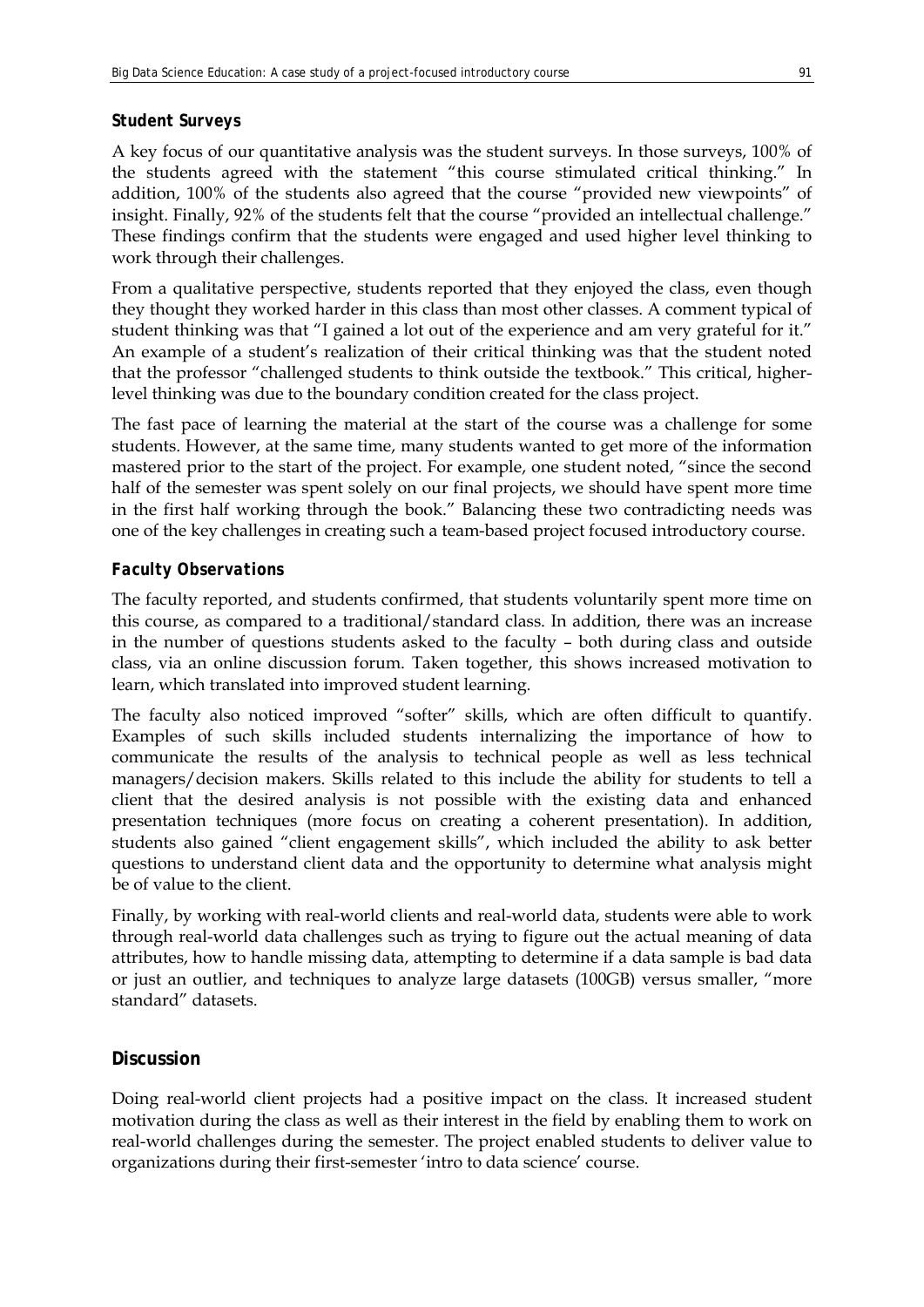### Student Surveys

A key focus of our quantitative analysis was the student surveys. In those surveys, 100% of the students agreed with the statement "this course stimulated critical thinking." In addition, 100% of the students also agreed that the course "provided new viewpoints" of insight. Finally, 92% of the students felt that the course "provided an intellectual challenge." These findings confirm that the students were engaged and used higher level thinking to work through their challenges.

From a qualitative perspective, students reported that they enjoyed the class, even though they thought they worked harder in this class than most other classes. A comment typical of student thinking was that "I gained a lot out of the experience and am very grateful for it." An example of a student's realization of their critical thinking was that the student noted that the professor "challenged students to think outside the textbook." This critical, higher-level thinking was due to the boundary condition created for the class project.

The fast pace of learning the material at the start of the course was a challenge for some students. However, at the same time, many students wanted to get more of the information mastered prior to the start of the project. For example, one student noted, "since the second half of the semester was spent solely on our final projects, we should have spent more time in the first half working through the book." Balancing these two contradicting needs was one of the key challenges in creating such a team-based project focused introductory course.

### Faculty Observations

The faculty reported, and students confirmed, that students voluntarily spent more time on this course, as compared to a traditional/standard class. In addition, there was an increase in the number of questions students asked to the faculty – both during class and outside class, via an online discussion forum. Taken together, this shows increased motivation to learn, which translated into improved student learning.

The faculty also noticed improved "softer" skills, which are often difficult to quantify. Examples of such skills included students internalizing the importance of how to communicate the results of the analysis to technical people as well as less technical managers/decision makers. Skills related to this include the ability for students to tell a client that the desired analysis is not possible with the existing data and enhanced presentation techniques (more focus on creating a coherent presentation). In addition, students also gained "client engagement skills", which included the ability to ask better questions to understand client data and the opportunity to determine what analysis might be of value to the client.

Finally, by working with real-world clients and real-world data, students were able to work through real-world data challenges such as trying to figure out the actual meaning of data attributes, how to handle missing data, attempting to determine if a data sample is bad data or just an outlier, and techniques to analyze large datasets (100GB) versus smaller, "more standard" datasets.

## Discussion

Doing real-world client projects had a positive impact on the class. It increased student motivation during the class as well as their interest in the field by enabling them to work on real-world challenges during the semester. The project enabled students to deliver value to organizations during their first-semester 'intro to data science' course.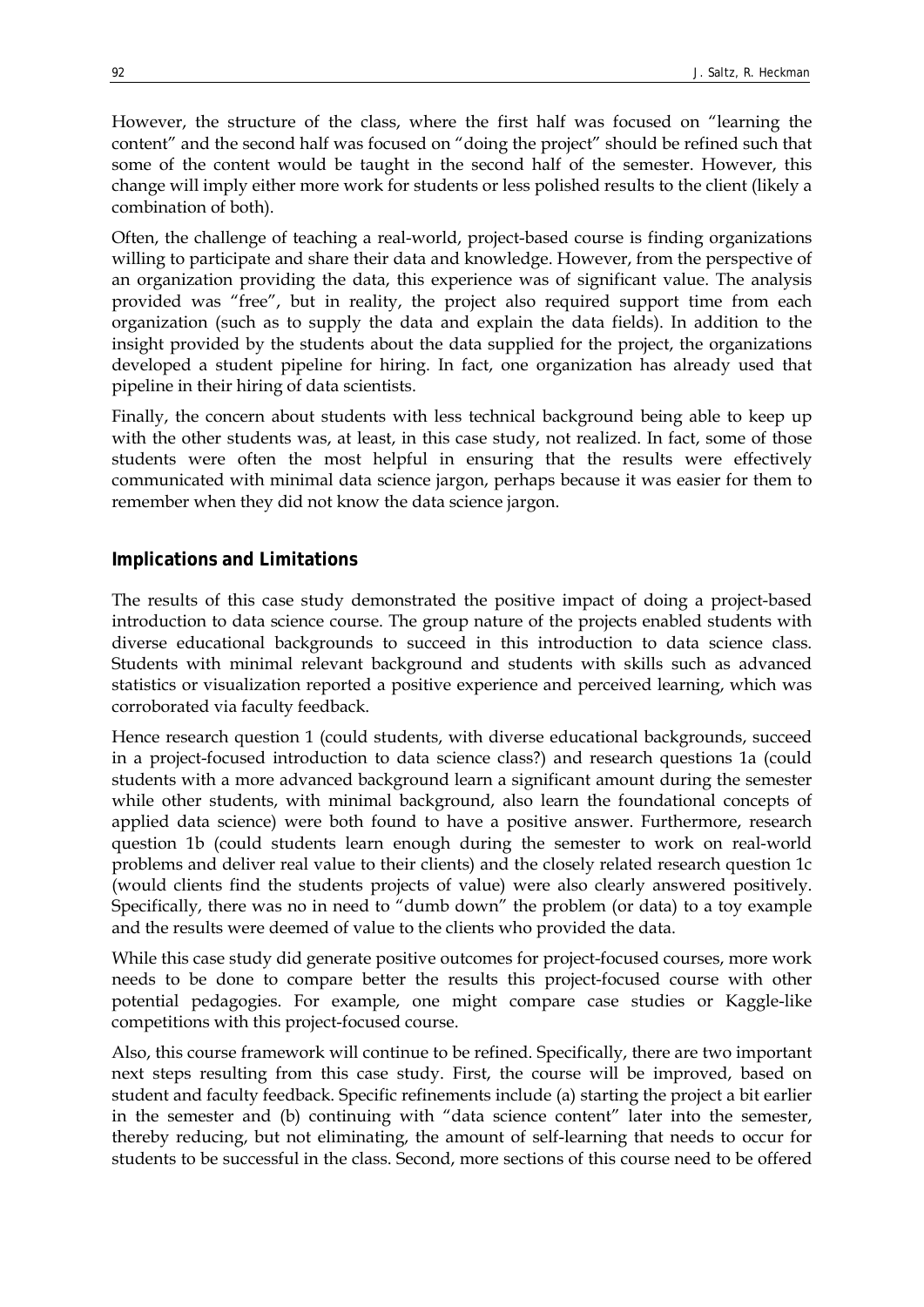However, the structure of the class, where the first half was focused on "learning the content" and the second half was focused on "doing the project" should be refined such that some of the content would be taught in the second half of the semester. However, this change will imply either more work for students or less polished results to the client (likely a combination of both).

Often, the challenge of teaching a real-world, project-based course is finding organizations willing to participate and share their data and knowledge. However, from the perspective of an organization providing the data, this experience was of significant value. The analysis provided was "free", but in reality, the project also required support time from each organization (such as to supply the data and explain the data fields). In addition to the insight provided by the students about the data supplied for the project, the organizations developed a student pipeline for hiring. In fact, one organization has already used that pipeline in their hiring of data scientists.

Finally, the concern about students with less technical background being able to keep up with the other students was, at least, in this case study, not realized. In fact, some of those students were often the most helpful in ensuring that the results were effectively communicated with minimal data science jargon, perhaps because it was easier for them to remember when they did not know the data science jargon.

## Implications and Limitations

The results of this case study demonstrated the positive impact of doing a project-based introduction to data science course. The group nature of the projects enabled students with diverse educational backgrounds to succeed in this introduction to data science class. Students with minimal relevant background and students with skills such as advanced statistics or visualization reported a positive experience and perceived learning, which was corroborated via faculty feedback.

Hence research question 1 (could students, with diverse educational backgrounds, succeed in a project-focused introduction to data science class?) and research questions 1a (could students with a more advanced background learn a significant amount during the semester while other students, with minimal background, also learn the foundational concepts of applied data science) were both found to have a positive answer. Furthermore, research question 1b (could students learn enough during the semester to work on real-world problems and deliver real value to their clients) and the closely related research question 1c (would clients find the students projects of value) were also clearly answered positively. Specifically, there was no in need to "dumb down" the problem (or data) to a toy example and the results were deemed of value to the clients who provided the data.

While this case study did generate positive outcomes for project-focused courses, more work needs to be done to compare better the results this project-focused course with other potential pedagogies. For example, one might compare case studies or Kaggle-like competitions with this project-focused course.

Also, this course framework will continue to be refined. Specifically, there are two important next steps resulting from this case study. First, the course will be improved, based on student and faculty feedback. Specific refinements include (a) starting the project a bit earlier in the semester and (b) continuing with "data science content" later into the semester, thereby reducing, but not eliminating, the amount of self-learning that needs to occur for students to be successful in the class. Second, more sections of this course need to be offered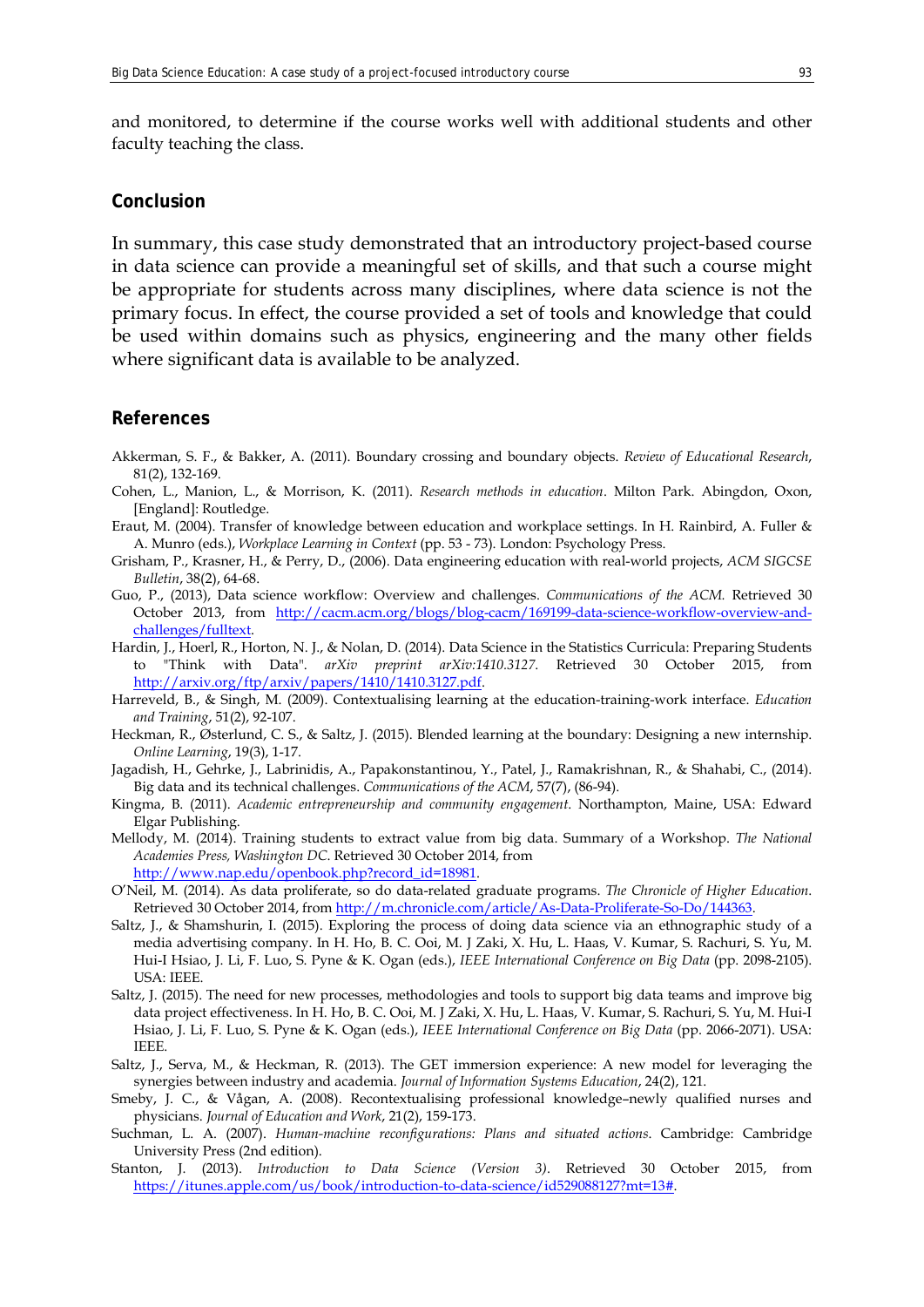and monitored, to determine if the course works well with additional students and other faculty teaching the class.

## Conclusion

In summary, this case study demonstrated that an introductory project-based course in data science can provide a meaningful set of skills, and that such a course might be appropriate for students across many disciplines, where data science is not the primary focus. In effect, the course provided a set of tools and knowledge that could be used within domains such as physics, engineering and the many other fields where significant data is available to be analyzed.

## References

Akkerman, S. F., & Bakker, A. (2011). Boundary crossing and boundary objects. *Review of Educational Research*, 81(2), 132-169.

Cohen, L., Manion, L., & Morrison, K. (2011). *Research methods in education*. Milton Park. Abingdon, Oxon, [England]: Routledge.

Eraut, M. (2004). Transfer of knowledge between education and workplace settings. In H. Rainbird, A. Fuller & A. Munro (eds.), *Workplace Learning in Context* (pp. 53 - 73). London: Psychology Press.

Grisham, P., Krasner, H., & Perry, D., (2006). Data engineering education with real-world projects, *ACM SIGCSE Bulletin*, 38(2), 64-68.

Guo, P., (2013), Data science workflow: Overview and challenges. *Communications of the ACM.* Retrieved 30 October 2013, from http://cacm.acm.org/blogs/blog-cacm/169199-data-science-workflow-overview-and-challenges/fulltext.

Hardin, J., Hoerl, R., Horton, N. J., & Nolan, D. (2014). Data Science in the Statistics Curricula: Preparing Students to "Think with Data". *arXiv preprint arXiv:1410.3127*. Retrieved 30 October 2015, from http://arxiv.org/ftp/arxiv/papers/1410/1410.3127.pdf.

Harreveld, B., & Singh, M. (2009). Contextualising learning at the education-training-work interface. *Education and Training*, 51(2), 92-107.

Heckman, R., Østerlund, C. S., & Saltz, J. (2015). Blended learning at the boundary: Designing a new internship. *Online Learning*, 19(3), 1-17.

Jagadish, H., Gehrke, J., Labrinidis, A., Papakonstantinou, Y., Patel, J., Ramakrishnan, R., & Shahabi, C., (2014). Big data and its technical challenges. *Communications of the ACM*, 57(7), (86-94).

Kingma, B. (2011). *Academic entrepreneurship and community engagement*. Northampton, Maine, USA: Edward Elgar Publishing.

Mellody, M. (2014). Training students to extract value from big data. Summary of a Workshop. *The National Academies Press, Washington DC*. Retrieved 30 October 2014, from http://www.nap.edu/openbook.php?record_id=18981.

O'Neil, M. (2014). As data proliferate, so do data-related graduate programs. *The Chronicle of Higher Education*. Retrieved 30 October 2014, from http://m.chronicle.com/article/As-Data-Proliferate-So-Do/144363.

Saltz, J., & Shamshurin, I. (2015). Exploring the process of doing data science via an ethnographic study of a media advertising company. In H. Ho, B. C. Ooi, M. J Zaki, X. Hu, L. Haas, V. Kumar, S. Rachuri, S. Yu, M. Hui-I Hsiao, J. Li, F. Luo, S. Pyne & K. Ogan (eds.), *IEEE International Conference on Big Data* (pp. 2098-2105). USA: IEEE.

Saltz, J. (2015). The need for new processes, methodologies and tools to support big data teams and improve big data project effectiveness. In H. Ho, B. C. Ooi, M. J Zaki, X. Hu, L. Haas, V. Kumar, S. Rachuri, S. Yu, M. Hui-I Hsiao, J. Li, F. Luo, S. Pyne & K. Ogan (eds.), *IEEE International Conference on Big Data* (pp. 2066-2071). USA: IEEE.

Saltz, J., Serva, M., & Heckman, R. (2013). The GET immersion experience: A new model for leveraging the synergies between industry and academia. *Journal of Information Systems Education*, 24(2), 121.

Smeby, J. C., & Vågan, A. (2008). Recontextualising professional knowledge–newly qualified nurses and physicians. *Journal of Education and Work*, 21(2), 159-173.

Suchman, L. A. (2007). *Human-machine reconfigurations: Plans and situated actions*. Cambridge: Cambridge University Press (2nd edition).

Stanton, J. (2013). *Introduction to Data Science (Version 3)*. Retrieved 30 October 2015, from https://itunes.apple.com/us/book/introduction-to-data-science/id529088127?mt=13#.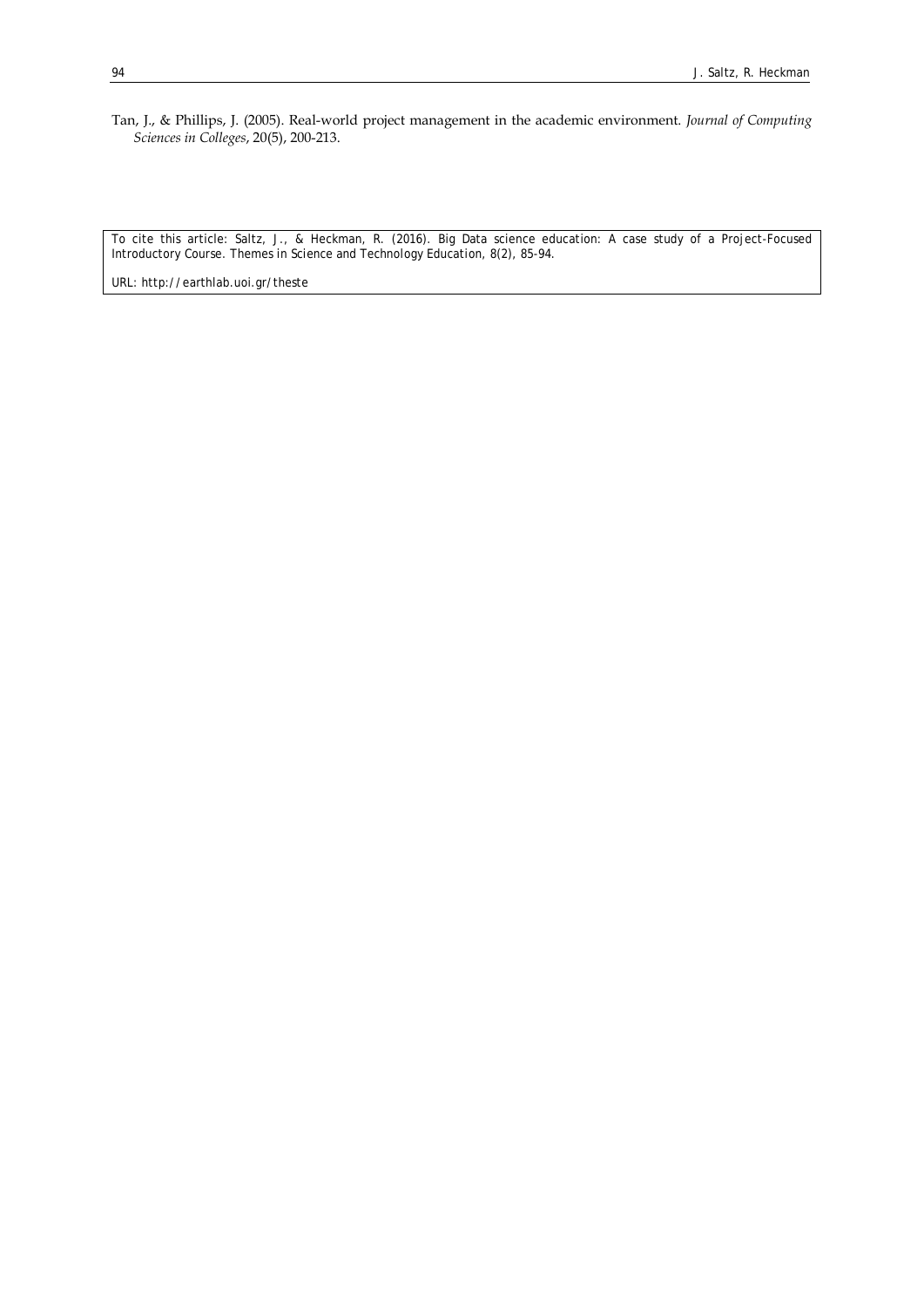Tan, J., & Phillips, J. (2005). Real-world project management in the academic environment. *Journal of Computing Sciences in Colleges*, 20(5), 200-213.

To cite this article: Saltz, J., & Heckman, R. (2016). Big Data science education: A case study of a Project-Focused Introductory Course. *Themes in Science and Technology Education, 8*(2), 85-94.

URL: http://earthlab.uoi.gr/theste